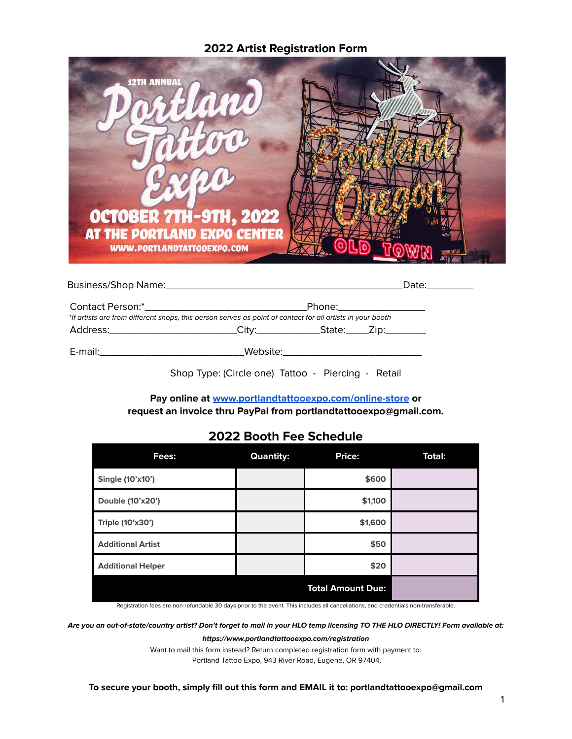# 2022 Artist Registration Form

Business/Shop Name:_______________________________________________Date:_________

Contact Person:*_______________________________Phone:________________

*If artists are from different shops, this person serves as point of contact for all artists in your booth*

Address:________________________City:___________State:____Zip:________

E-mail:___________________________Website:__________________________

Shop Type: (Circle one) Tattoo - Piercing - Retail

**Pay online at [www.portlandtattooexpo.com/online-store](www.portlandtattooexpo.com/online-store) or request an invoice thru PayPal from portlandtattooexpo@gmail.com.**

## 2022 Booth Fee Schedule

| Fees: | Quantity: | Price: | Total: |
|---|---|---|---|
| Single (10'x10') | | $600 | |
| Double (10'x20') | | $1,100 | |
| Triple (10'x30') | | $1,600 | |
| Additional Artist | | $50 | |
| Additional Helper | | $20 | |
| | | **Total Amount Due:** | |

Registration fees are non-refundable 30 days prior to the event. This includes all cancellations, and credentials non-transferable.

***Are you an out-of-state/country artist? Don't forget to mail in your HLO temp licensing TO THE HLO DIRECTLY! Form available at:***

***https://www.portlandtattooexpo.com/registration***

Want to mail this form instead? Return completed registration form with payment to:
Portland Tattoo Expo, 943 River Road, Eugene, OR 97404.

**To secure your booth, simply fill out this form and EMAIL it to: portlandtattooexpo@gmail.com**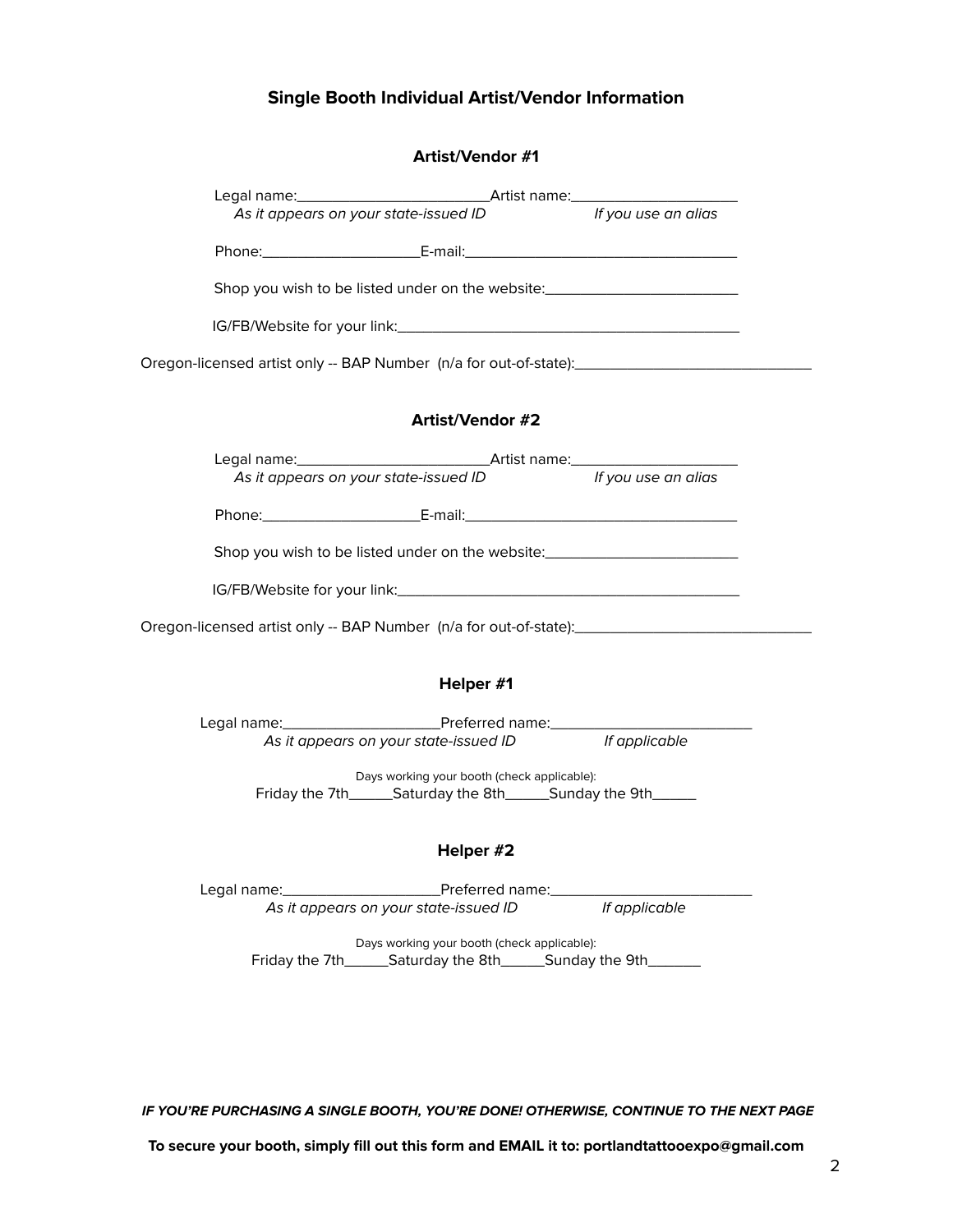## Single Booth Individual Artist/Vendor Information

### Artist/Vendor #1

Legal name:________________________ Artist name:____________________
*As it appears on your state-issued ID* *If you use an alias*

Phone:___________________ E-mail:_________________________________

Shop you wish to be listed under on the website:_______________________

IG/FB/Website for your link:__________________________________________

Oregon-licensed artist only -- BAP Number (n/a for out-of-state):_____________________________

### Artist/Vendor #2

Legal name:________________________ Artist name:____________________
*As it appears on your state-issued ID* *If you use an alias*

Phone:___________________ E-mail:_________________________________

Shop you wish to be listed under on the website:_______________________

IG/FB/Website for your link:__________________________________________

Oregon-licensed artist only -- BAP Number (n/a for out-of-state):_____________________________

### Helper #1

Legal name:___________________ Preferred name:________________________
*As it appears on your state-issued ID* *If applicable*

Days working your booth (check applicable):
Friday the 7th_____ Saturday the 8th_____ Sunday the 9th_____

### Helper #2

Legal name:___________________ Preferred name:________________________
*As it appears on your state-issued ID* *If applicable*

Days working your booth (check applicable):
Friday the 7th_____ Saturday the 8th_____ Sunday the 9th______

***IF YOU'RE PURCHASING A SINGLE BOOTH, YOU'RE DONE! OTHERWISE, CONTINUE TO THE NEXT PAGE***

**To secure your booth, simply fill out this form and EMAIL it to: portlandtattooexpo@gmail.com**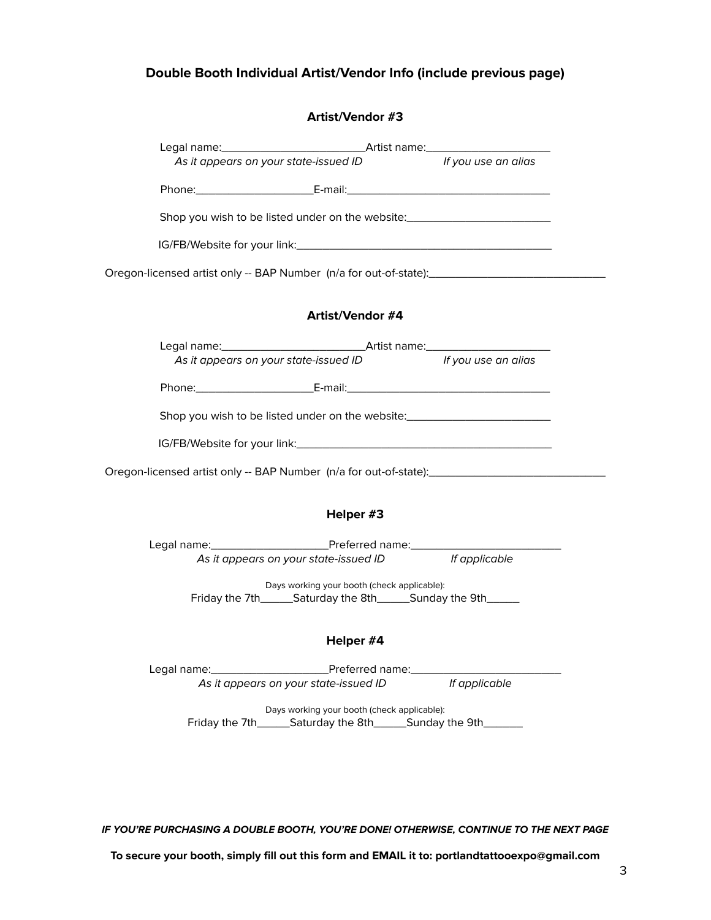## Double Booth Individual Artist/Vendor Info (include previous page)

### Artist/Vendor #3

Legal name:________________________Artist name:____________________
*As it appears on your state-issued ID* *If you use an alias*

Phone:___________________E-mail:_________________________________

Shop you wish to be listed under on the website:________________________

IG/FB/Website for your link:__________________________________________

Oregon-licensed artist only -- BAP Number (n/a for out-of-state):_____________________________

### Artist/Vendor #4

Legal name:________________________Artist name:____________________
*As it appears on your state-issued ID* *If you use an alias*

Phone:___________________E-mail:_________________________________

Shop you wish to be listed under on the website:________________________

IG/FB/Website for your link:__________________________________________

Oregon-licensed artist only -- BAP Number (n/a for out-of-state):_____________________________

### Helper #3

Legal name:___________________Preferred name:________________________
*As it appears on your state-issued ID* *If applicable*

Days working your booth (check applicable):
Friday the 7th_____Saturday the 8th_____Sunday the 9th_____

### Helper #4

Legal name:___________________Preferred name:________________________
*As it appears on your state-issued ID* *If applicable*

Days working your booth (check applicable):
Friday the 7th_____Saturday the 8th_____Sunday the 9th______

***IF YOU'RE PURCHASING A DOUBLE BOOTH, YOU'RE DONE! OTHERWISE, CONTINUE TO THE NEXT PAGE***

**To secure your booth, simply fill out this form and EMAIL it to: portlandtattooexpo@gmail.com**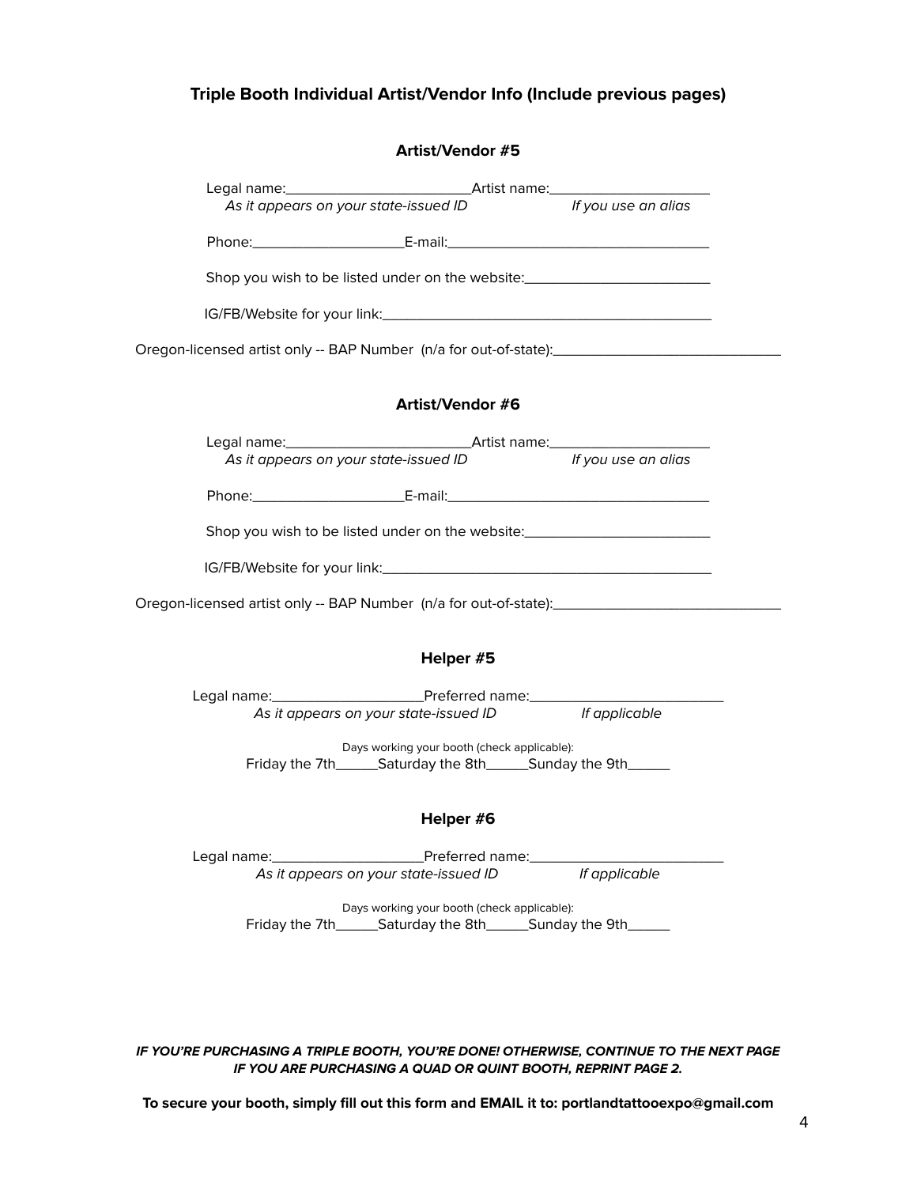## Triple Booth Individual Artist/Vendor Info (Include previous pages)

### Artist/Vendor #5

Legal name:________________________Artist name:____________________
*As it appears on your state-issued ID* *If you use an alias*

Phone:___________________E-mail:_________________________________

Shop you wish to be listed under on the website:_______________________

IG/FB/Website for your link:__________________________________________

Oregon-licensed artist only -- BAP Number (n/a for out-of-state):____________________________

### Artist/Vendor #6

Legal name:________________________Artist name:____________________
*As it appears on your state-issued ID* *If you use an alias*

Phone:___________________E-mail:_________________________________

Shop you wish to be listed under on the website:_______________________

IG/FB/Website for your link:__________________________________________

Oregon-licensed artist only -- BAP Number (n/a for out-of-state):____________________________

### Helper #5

Legal name:___________________Preferred name:________________________
*As it appears on your state-issued ID* *If applicable*

Days working your booth (check applicable):
Friday the 7th_____Saturday the 8th_____Sunday the 9th_____

### Helper #6

Legal name:___________________Preferred name:________________________
*As it appears on your state-issued ID* *If applicable*

Days working your booth (check applicable):
Friday the 7th_____Saturday the 8th_____Sunday the 9th_____

***IF YOU'RE PURCHASING A TRIPLE BOOTH, YOU'RE DONE! OTHERWISE, CONTINUE TO THE NEXT PAGE IF YOU ARE PURCHASING A QUAD OR QUINT BOOTH, REPRINT PAGE 2.***

**To secure your booth, simply fill out this form and EMAIL it to: portlandtattooexpo@gmail.com**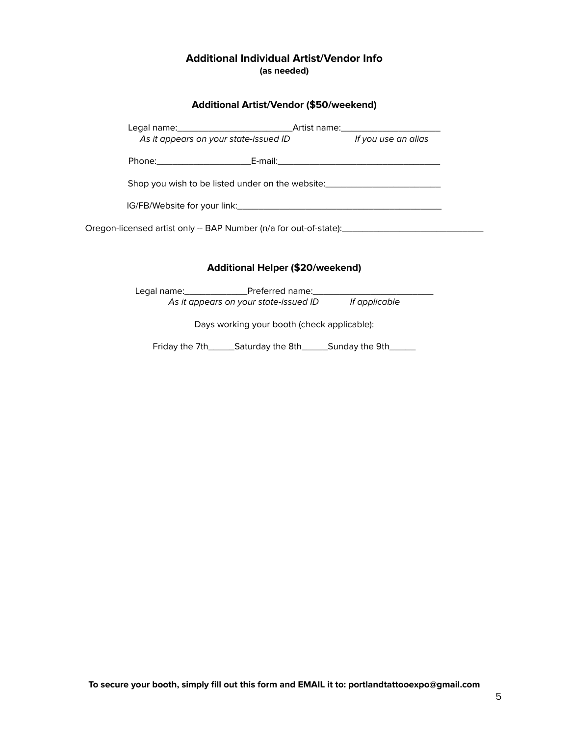## Additional Individual Artist/Vendor Info

**(as needed)**

### Additional Artist/Vendor ($50/weekend)

Legal name:_________________________Artist name:_____________________
*As it appears on your state-issued ID* *If you use an alias*

Phone:____________________E-mail:___________________________________

Shop you wish to be listed under on the website:_________________________

IG/FB/Website for your link:____________________________________________

Oregon-licensed artist only -- BAP Number (n/a for out-of-state):______________________________

### Additional Helper ($20/weekend)

Legal name:______________Preferred name:__________________________
*As it appears on your state-issued ID* *If applicable*

Days working your booth (check applicable):

Friday the 7th______Saturday the 8th______Sunday the 9th______

**To secure your booth, simply fill out this form and EMAIL it to: portlandtattooexpo@gmail.com**